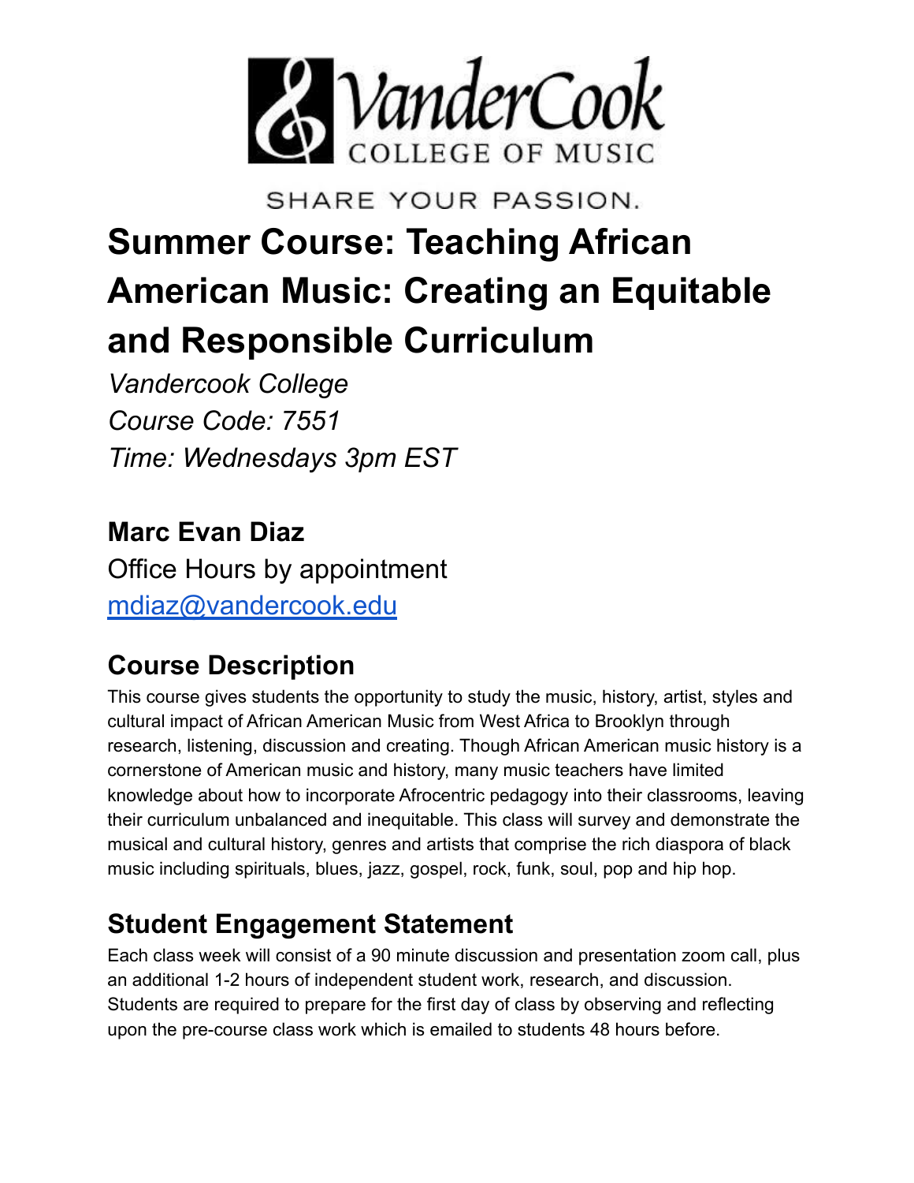VanderCook COLLEGE OF MUSIC

SHARE YOUR PASSION.

# Summer Course: Teaching African American Music: Creating an Equitable and Responsible Curriculum

*Vandercook College*
*Course Code: 7551*
*Time: Wednesdays 3pm EST*

## Marc Evan Diaz

Office Hours by appointment
[mdiaz@vandercook.edu](mailto:mdiaz@vandercook.edu)

## Course Description

This course gives students the opportunity to study the music, history, artist, styles and cultural impact of African American Music from West Africa to Brooklyn through research, listening, discussion and creating. Though African American music history is a cornerstone of American music and history, many music teachers have limited knowledge about how to incorporate Afrocentric pedagogy into their classrooms, leaving their curriculum unbalanced and inequitable. This class will survey and demonstrate the musical and cultural history, genres and artists that comprise the rich diaspora of black music including spirituals, blues, jazz, gospel, rock, funk, soul, pop and hip hop.

## Student Engagement Statement

Each class week will consist of a 90 minute discussion and presentation zoom call, plus an additional 1-2 hours of independent student work, research, and discussion. Students are required to prepare for the first day of class by observing and reflecting upon the pre-course class work which is emailed to students 48 hours before.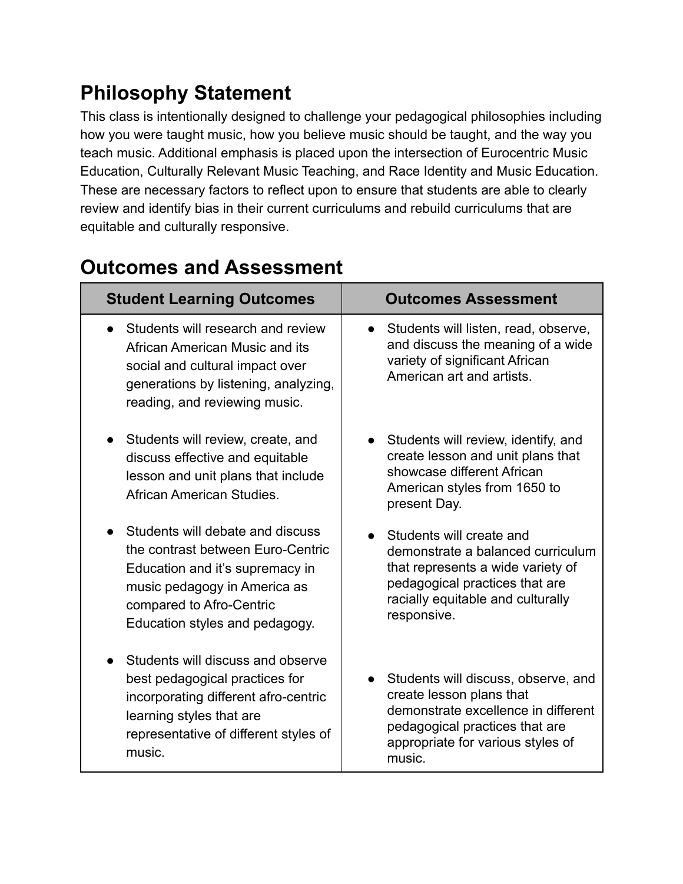## Philosophy Statement

This class is intentionally designed to challenge your pedagogical philosophies including how you were taught music, how you believe music should be taught, and the way you teach music. Additional emphasis is placed upon the intersection of Eurocentric Music Education, Culturally Relevant Music Teaching, and Race Identity and Music Education. These are necessary factors to reflect upon to ensure that students are able to clearly review and identify bias in their current curriculums and rebuild curriculums that are equitable and culturally responsive.

## Outcomes and Assessment

| Student Learning Outcomes | Outcomes Assessment |
|---|---|
| • Students will research and review African American Music and its social and cultural impact over generations by listening, analyzing, reading, and reviewing music. | • Students will listen, read, observe, and discuss the meaning of a wide variety of significant African American art and artists. |
| • Students will review, create, and discuss effective and equitable lesson and unit plans that include African American Studies. | • Students will review, identify, and create lesson and unit plans that showcase different African American styles from 1650 to present Day. |
| • Students will debate and discuss the contrast between Euro-Centric Education and it's supremacy in music pedagogy in America as compared to Afro-Centric Education styles and pedagogy. | • Students will create and demonstrate a balanced curriculum that represents a wide variety of pedagogical practices that are racially equitable and culturally responsive. |
| • Students will discuss and observe best pedagogical practices for incorporating different afro-centric learning styles that are representative of different styles of music. | • Students will discuss, observe, and create lesson plans that demonstrate excellence in different pedagogical practices that are appropriate for various styles of music. |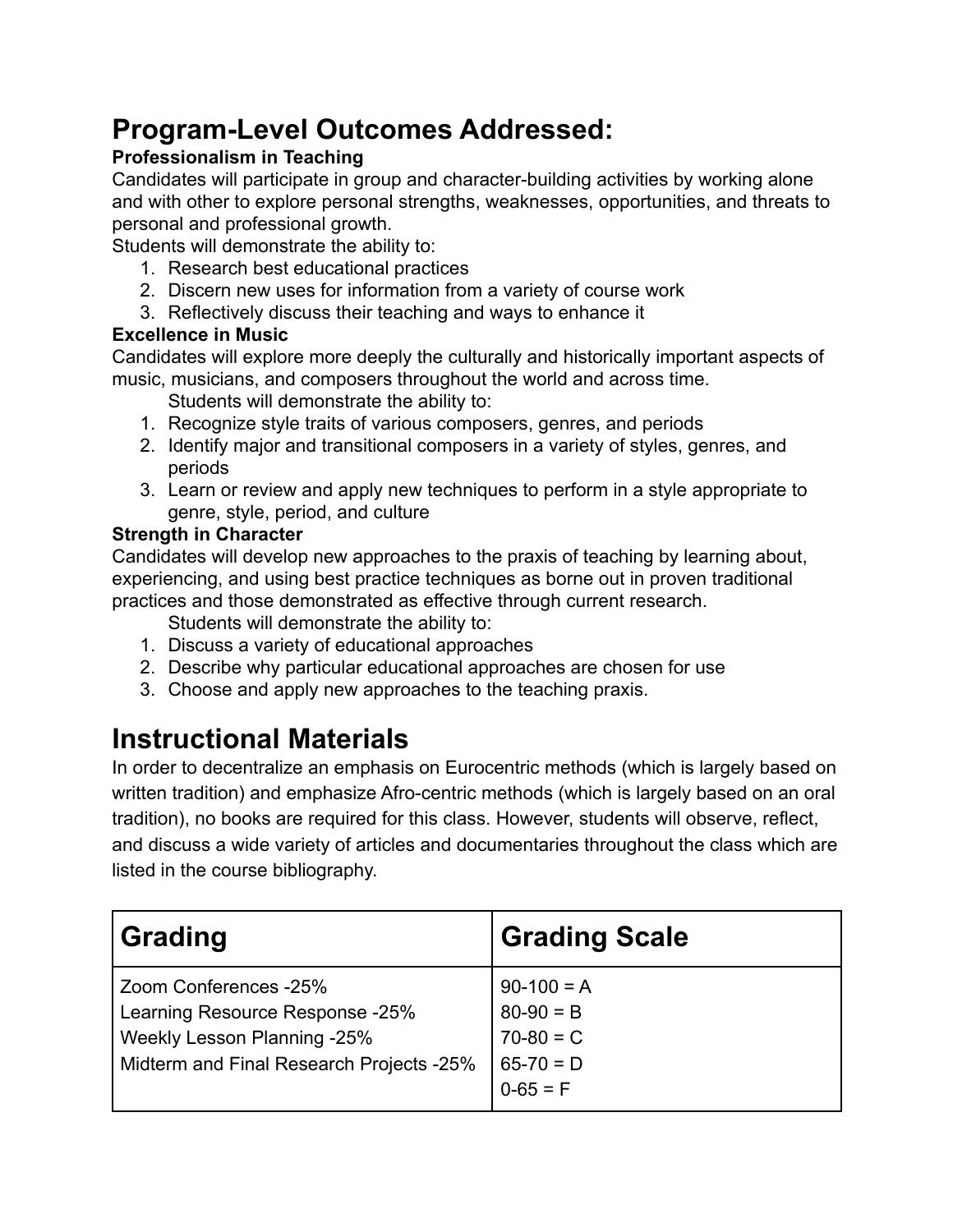# Program-Level Outcomes Addressed:

**Professionalism in Teaching**

Candidates will participate in group and character-building activities by working alone and with other to explore personal strengths, weaknesses, opportunities, and threats to personal and professional growth.

Students will demonstrate the ability to:

1. Research best educational practices
2. Discern new uses for information from a variety of course work
3. Reflectively discuss their teaching and ways to enhance it

**Excellence in Music**

Candidates will explore more deeply the culturally and historically important aspects of music, musicians, and composers throughout the world and across time.

Students will demonstrate the ability to:

1. Recognize style traits of various composers, genres, and periods
2. Identify major and transitional composers in a variety of styles, genres, and periods
3. Learn or review and apply new techniques to perform in a style appropriate to genre, style, period, and culture

**Strength in Character**

Candidates will develop new approaches to the praxis of teaching by learning about, experiencing, and using best practice techniques as borne out in proven traditional practices and those demonstrated as effective through current research.

Students will demonstrate the ability to:

1. Discuss a variety of educational approaches
2. Describe why particular educational approaches are chosen for use
3. Choose and apply new approaches to the teaching praxis.

# Instructional Materials

In order to decentralize an emphasis on Eurocentric methods (which is largely based on written tradition) and emphasize Afro-centric methods (which is largely based on an oral tradition), no books are required for this class. However, students will observe, reflect, and discuss a wide variety of articles and documentaries throughout the class which are listed in the course bibliography.

| Grading | Grading Scale |
|---|---|
| Zoom Conferences -25%<br>Learning Resource Response -25%<br>Weekly Lesson Planning -25%<br>Midterm and Final Research Projects -25% | 90-100 = A<br>80-90 = B<br>70-80 = C<br>65-70 = D<br>0-65 = F |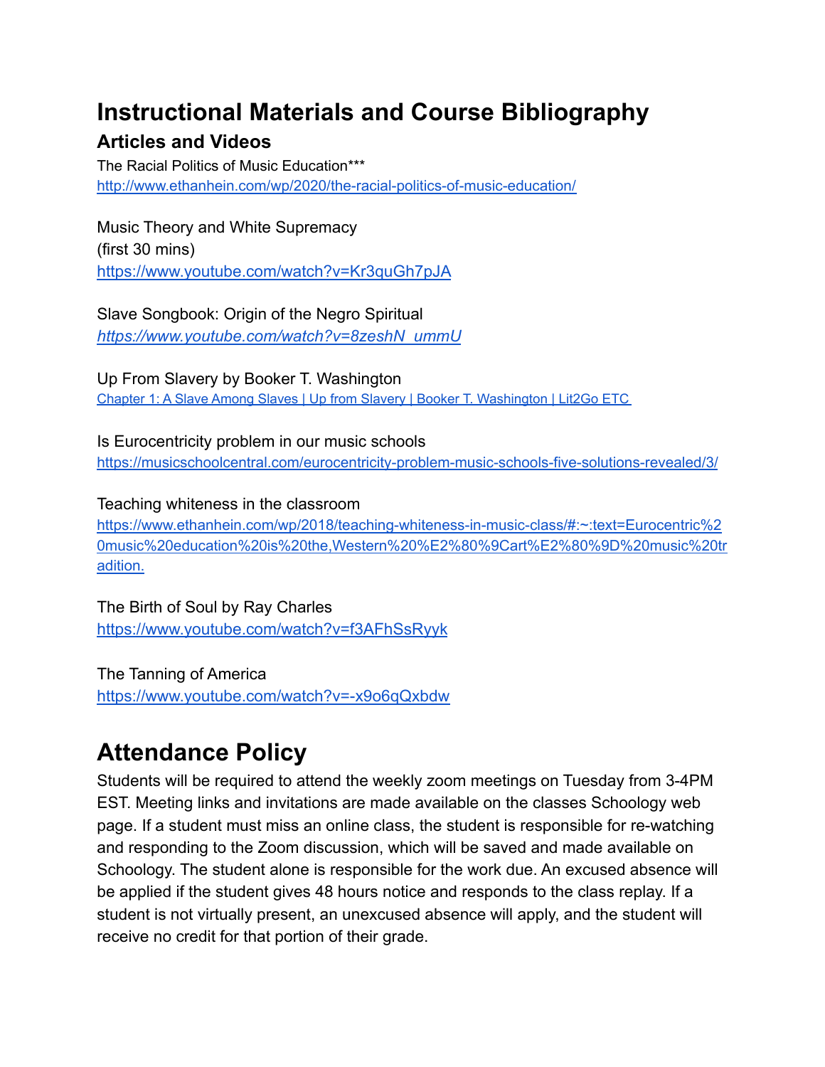# Instructional Materials and Course Bibliography

## Articles and Videos

The Racial Politics of Music Education***
http://www.ethanhein.com/wp/2020/the-racial-politics-of-music-education/

Music Theory and White Supremacy
(first 30 mins)
https://www.youtube.com/watch?v=Kr3quGh7pJA

Slave Songbook: Origin of the Negro Spiritual
*https://www.youtube.com/watch?v=8zeshN_ummU*

Up From Slavery by Booker T. Washington
Chapter 1: A Slave Among Slaves | Up from Slavery | Booker T. Washington | Lit2Go ETC

Is Eurocentricity problem in our music schools
https://musicschoolcentral.com/eurocentricity-problem-music-schools-five-solutions-revealed/3/

Teaching whiteness in the classroom
https://www.ethanhein.com/wp/2018/teaching-whiteness-in-music-class/#:~:text=Eurocentric%20music%20education%20is%20the,Western%20%E2%80%9Cart%E2%80%9D%20music%20tradition.

The Birth of Soul by Ray Charles
https://www.youtube.com/watch?v=f3AFhSsRyyk

The Tanning of America
https://www.youtube.com/watch?v=-x9o6qQxbdw

# Attendance Policy

Students will be required to attend the weekly zoom meetings on Tuesday from 3-4PM EST. Meeting links and invitations are made available on the classes Schoology web page. If a student must miss an online class, the student is responsible for re-watching and responding to the Zoom discussion, which will be saved and made available on Schoology. The student alone is responsible for the work due. An excused absence will be applied if the student gives 48 hours notice and responds to the class replay. If a student is not virtually present, an unexcused absence will apply, and the student will receive no credit for that portion of their grade.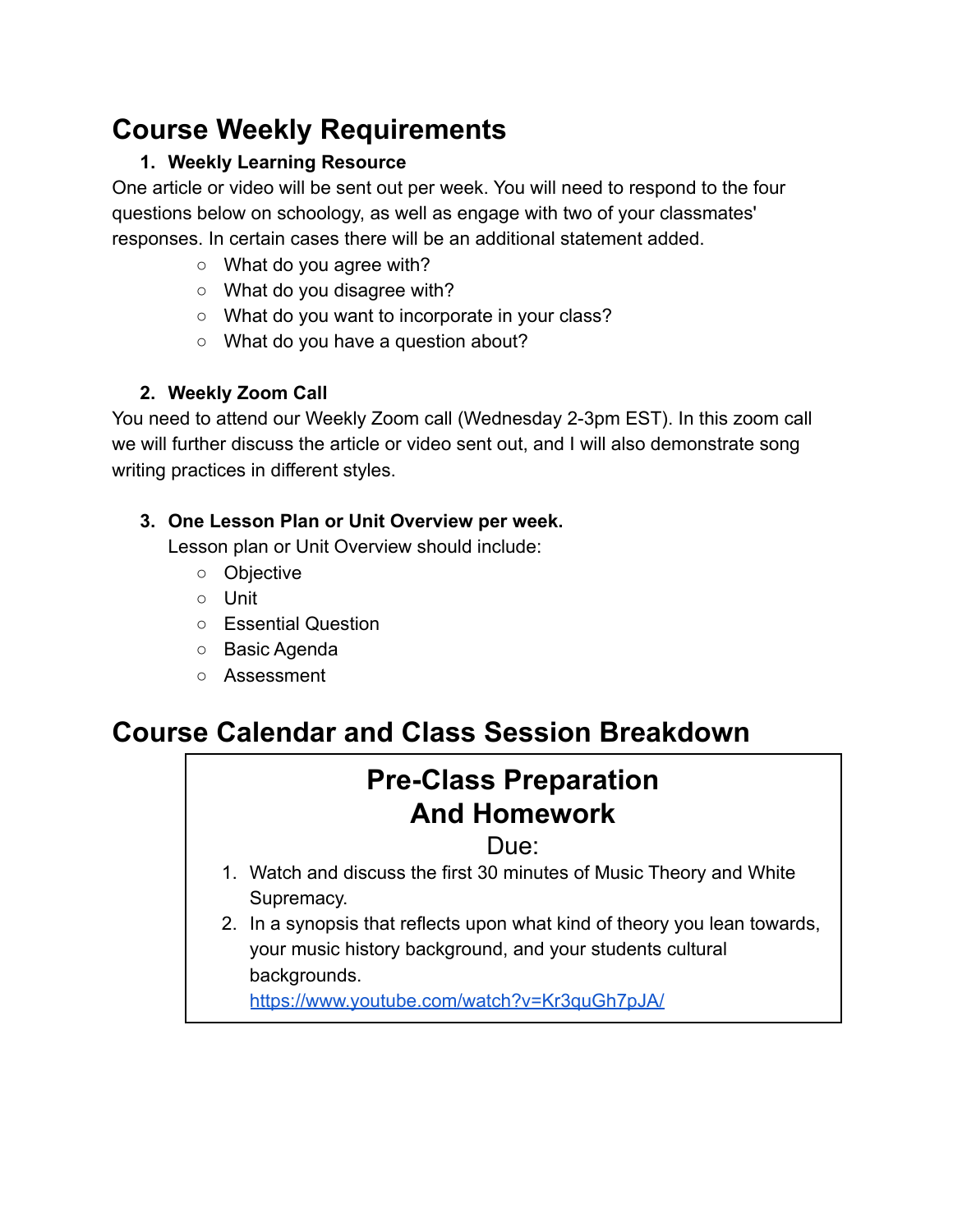# Course Weekly Requirements

1. **Weekly Learning Resource**

One article or video will be sent out per week. You will need to respond to the four questions below on schoology, as well as engage with two of your classmates' responses. In certain cases there will be an additional statement added.

- What do you agree with?
- What do you disagree with?
- What do you want to incorporate in your class?
- What do you have a question about?

2. **Weekly Zoom Call**

You need to attend our Weekly Zoom call (Wednesday 2-3pm EST). In this zoom call we will further discuss the article or video sent out, and I will also demonstrate song writing practices in different styles.

3. **One Lesson Plan or Unit Overview per week.**

   Lesson plan or Unit Overview should include:

   - Objective
   - Unit
   - Essential Question
   - Basic Agenda
   - Assessment

# Course Calendar and Class Session Breakdown

## Pre-Class Preparation And Homework

Due:

1. Watch and discuss the first 30 minutes of Music Theory and White Supremacy.
2. In a synopsis that reflects upon what kind of theory you lean towards, your music history background, and your students cultural backgrounds.
   https://www.youtube.com/watch?v=Kr3quGh7pJA/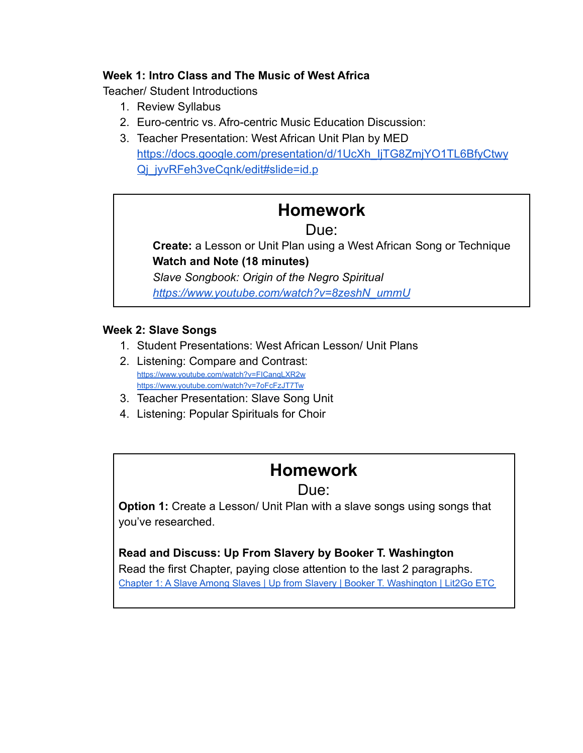**Week 1: Intro Class and The Music of West Africa**

Teacher/ Student Introductions

1. Review Syllabus
2. Euro-centric vs. Afro-centric Music Education Discussion:
3. Teacher Presentation: West African Unit Plan by MED
   https://docs.google.com/presentation/d/1UcXh_IjTG8ZmjYO1TL6BfyCtwyQj_jyvRFeh3veCqnk/edit#slide=id.p

## Homework

Due:

**Create:** a Lesson or Unit Plan using a West African Song or Technique

**Watch and Note (18 minutes)**

*Slave Songbook: Origin of the Negro Spiritual*

*https://www.youtube.com/watch?v=8zeshN_ummU*

**Week 2: Slave Songs**

1. Student Presentations: West African Lesson/ Unit Plans
2. Listening: Compare and Contrast:
   https://www.youtube.com/watch?v=FICangLXR2w
   https://www.youtube.com/watch?v=7oFcFzJT7Tw
3. Teacher Presentation: Slave Song Unit
4. Listening: Popular Spirituals for Choir

## Homework

Due:

**Option 1:** Create a Lesson/ Unit Plan with a slave songs using songs that you've researched.

**Read and Discuss: Up From Slavery by Booker T. Washington**

Read the first Chapter, paying close attention to the last 2 paragraphs.

Chapter 1: A Slave Among Slaves | Up from Slavery | Booker T. Washington | Lit2Go ETC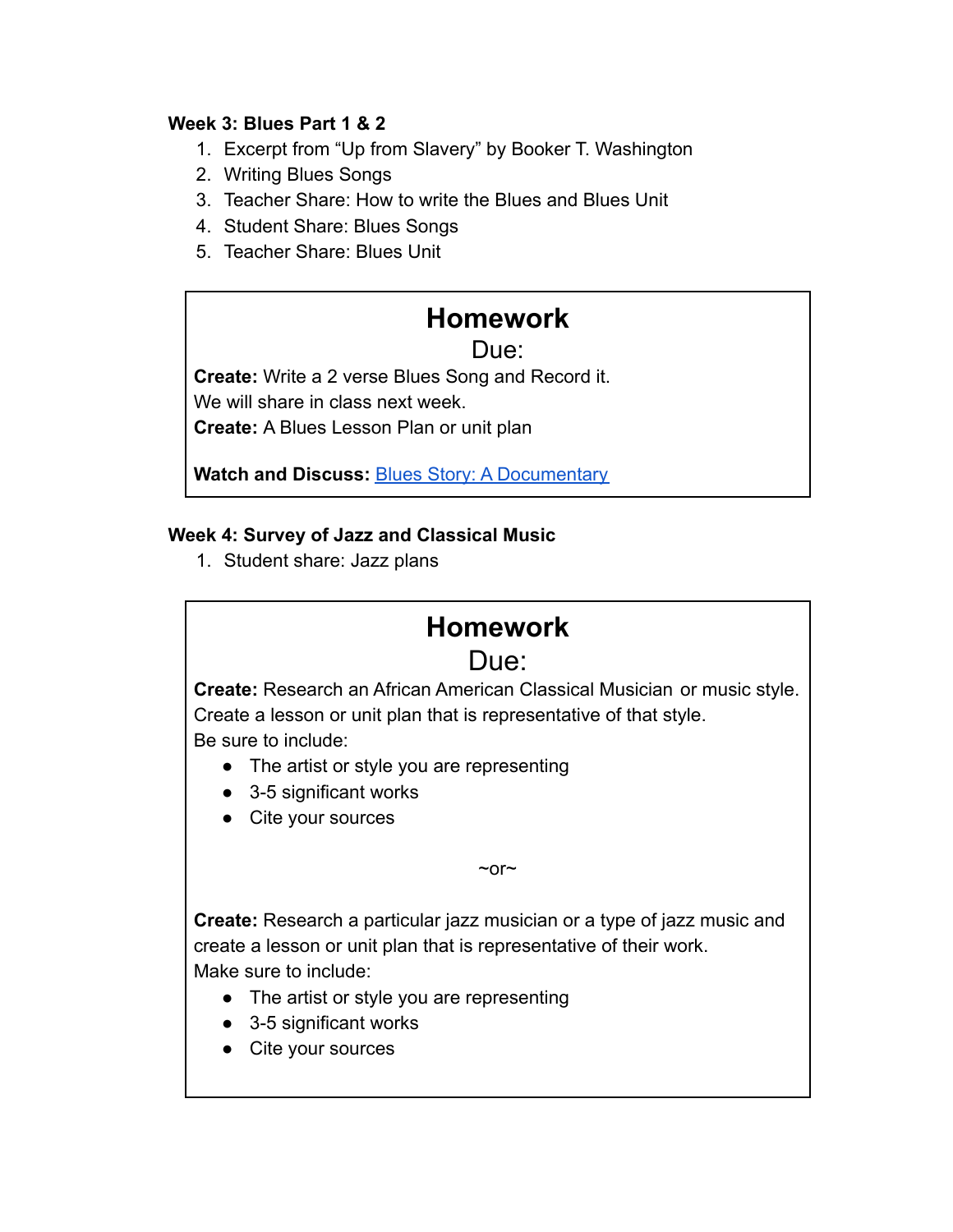**Week 3: Blues Part 1 & 2**

1. Excerpt from "Up from Slavery" by Booker T. Washington
2. Writing Blues Songs
3. Teacher Share: How to write the Blues and Blues Unit
4. Student Share: Blues Songs
5. Teacher Share: Blues Unit

## Homework

Due:

**Create:** Write a 2 verse Blues Song and Record it.
We will share in class next week.
**Create:** A Blues Lesson Plan or unit plan

**Watch and Discuss:** Blues Story: A Documentary

**Week 4: Survey of Jazz and Classical Music**

1. Student share: Jazz plans

## Homework

Due:

**Create:** Research an African American Classical Musician or music style.
Create a lesson or unit plan that is representative of that style.
Be sure to include:

- The artist or style you are representing
- 3-5 significant works
- Cite your sources

~or~

**Create:** Research a particular jazz musician or a type of jazz music and create a lesson or unit plan that is representative of their work.
Make sure to include:

- The artist or style you are representing
- 3-5 significant works
- Cite your sources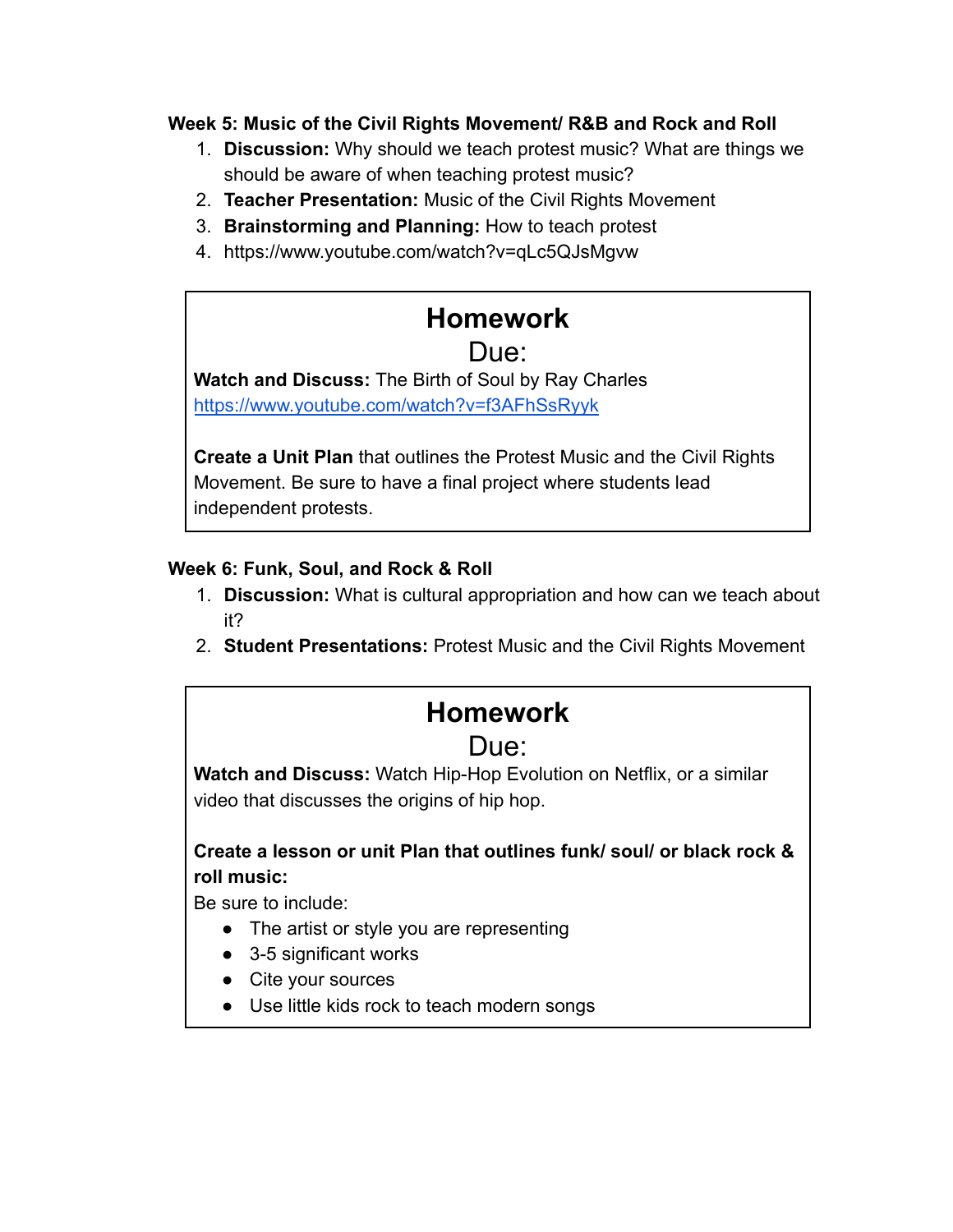**Week 5: Music of the Civil Rights Movement/ R&B and Rock and Roll**

1. **Discussion:** Why should we teach protest music? What are things we should be aware of when teaching protest music?
2. **Teacher Presentation:** Music of the Civil Rights Movement
3. **Brainstorming and Planning:** How to teach protest
4. https://www.youtube.com/watch?v=qLc5QJsMgvw

## Homework

Due:

**Watch and Discuss:** The Birth of Soul by Ray Charles
https://www.youtube.com/watch?v=f3AFhSsRyyk

**Create a Unit Plan** that outlines the Protest Music and the Civil Rights Movement. Be sure to have a final project where students lead independent protests.

**Week 6: Funk, Soul, and Rock & Roll**

1. **Discussion:** What is cultural appropriation and how can we teach about it?
2. **Student Presentations:** Protest Music and the Civil Rights Movement

## Homework

Due:

**Watch and Discuss:** Watch Hip-Hop Evolution on Netflix, or a similar video that discusses the origins of hip hop.

**Create a lesson or unit Plan that outlines funk/ soul/ or black rock & roll music:**
Be sure to include:

- The artist or style you are representing
- 3-5 significant works
- Cite your sources
- Use little kids rock to teach modern songs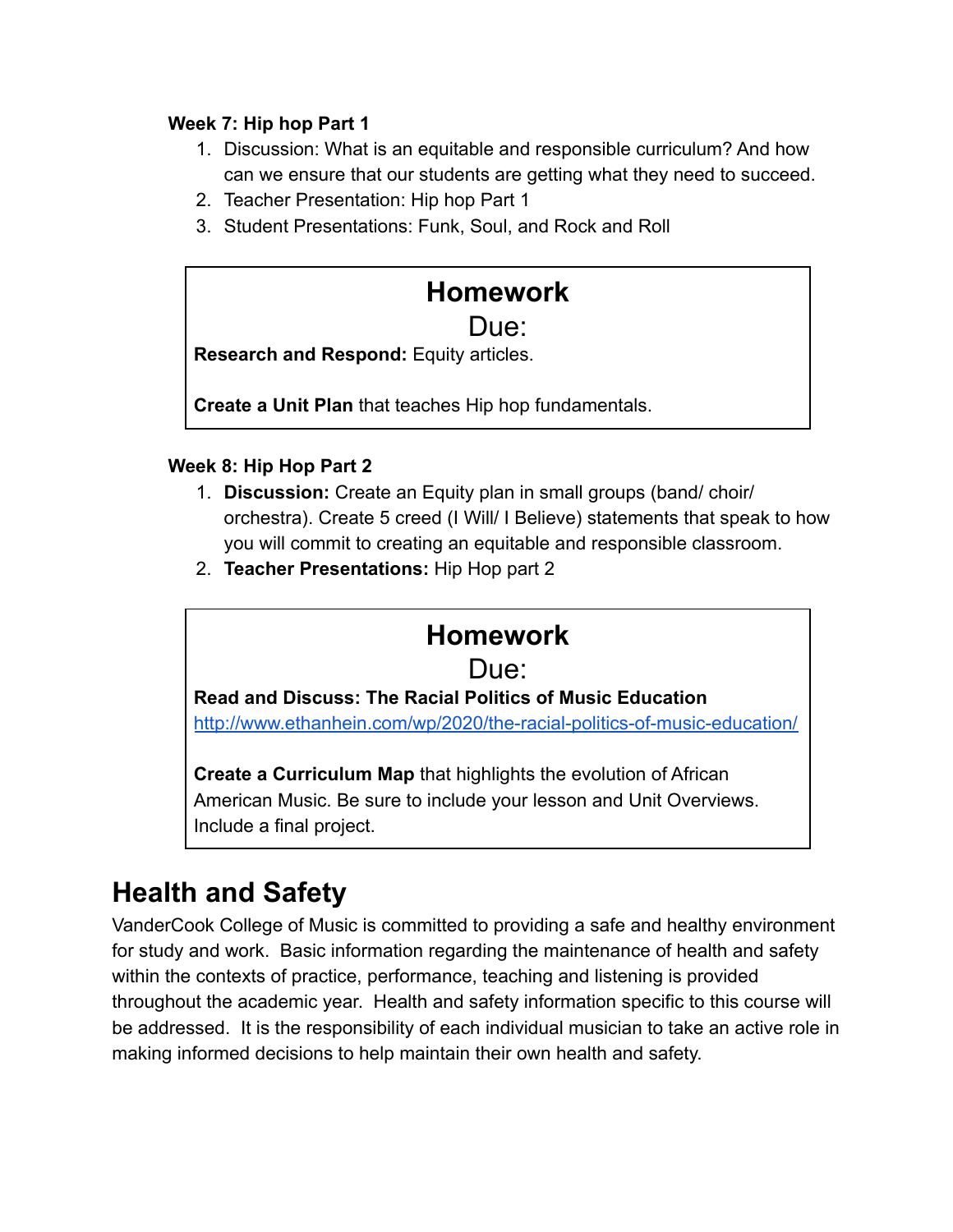**Week 7: Hip hop Part 1**

1. Discussion: What is an equitable and responsible curriculum? And how can we ensure that our students are getting what they need to succeed.
2. Teacher Presentation: Hip hop Part 1
3. Student Presentations: Funk, Soul, and Rock and Roll

> ## Homework
> Due:
>
> **Research and Respond:** Equity articles.
>
> **Create a Unit Plan** that teaches Hip hop fundamentals.

**Week 8: Hip Hop Part 2**

1. **Discussion:** Create an Equity plan in small groups (band/ choir/ orchestra). Create 5 creed (I Will/ I Believe) statements that speak to how you will commit to creating an equitable and responsible classroom.
2. **Teacher Presentations:** Hip Hop part 2

> ## Homework
> Due:
>
> **Read and Discuss: The Racial Politics of Music Education**
> [http://www.ethanhein.com/wp/2020/the-racial-politics-of-music-education/](http://www.ethanhein.com/wp/2020/the-racial-politics-of-music-education/)
>
> **Create a Curriculum Map** that highlights the evolution of African American Music. Be sure to include your lesson and Unit Overviews. Include a final project.

# Health and Safety

VanderCook College of Music is committed to providing a safe and healthy environment for study and work. Basic information regarding the maintenance of health and safety within the contexts of practice, performance, teaching and listening is provided throughout the academic year. Health and safety information specific to this course will be addressed. It is the responsibility of each individual musician to take an active role in making informed decisions to help maintain their own health and safety.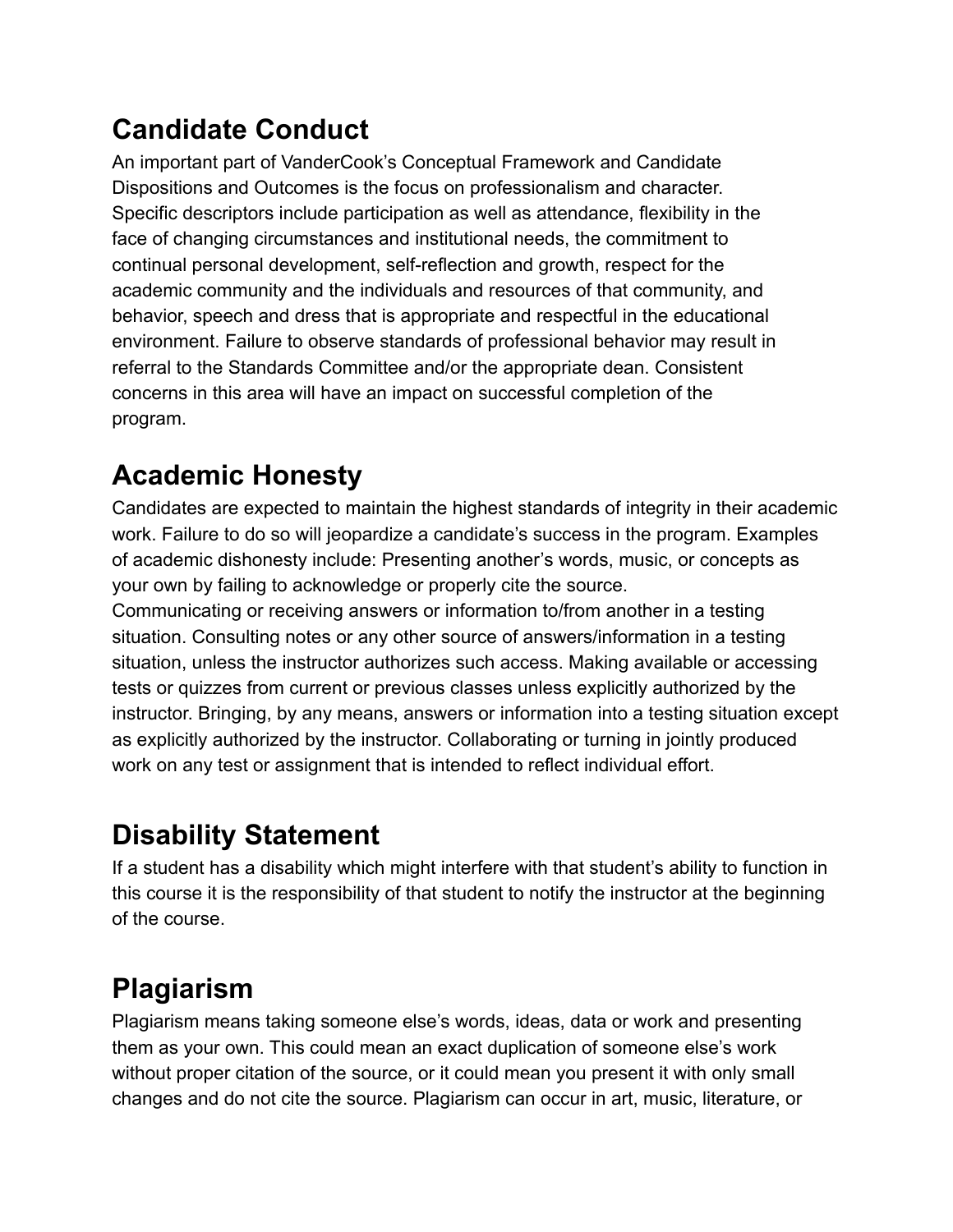## Candidate Conduct

An important part of VanderCook's Conceptual Framework and Candidate Dispositions and Outcomes is the focus on professionalism and character. Specific descriptors include participation as well as attendance, flexibility in the face of changing circumstances and institutional needs, the commitment to continual personal development, self-reflection and growth, respect for the academic community and the individuals and resources of that community, and behavior, speech and dress that is appropriate and respectful in the educational environment. Failure to observe standards of professional behavior may result in referral to the Standards Committee and/or the appropriate dean. Consistent concerns in this area will have an impact on successful completion of the program.

## Academic Honesty

Candidates are expected to maintain the highest standards of integrity in their academic work. Failure to do so will jeopardize a candidate's success in the program. Examples of academic dishonesty include: Presenting another's words, music, or concepts as your own by failing to acknowledge or properly cite the source.
Communicating or receiving answers or information to/from another in a testing situation. Consulting notes or any other source of answers/information in a testing situation, unless the instructor authorizes such access. Making available or accessing tests or quizzes from current or previous classes unless explicitly authorized by the instructor. Bringing, by any means, answers or information into a testing situation except as explicitly authorized by the instructor. Collaborating or turning in jointly produced work on any test or assignment that is intended to reflect individual effort.

## Disability Statement

If a student has a disability which might interfere with that student's ability to function in this course it is the responsibility of that student to notify the instructor at the beginning of the course.

## Plagiarism

Plagiarism means taking someone else's words, ideas, data or work and presenting them as your own. This could mean an exact duplication of someone else's work without proper citation of the source, or it could mean you present it with only small changes and do not cite the source. Plagiarism can occur in art, music, literature, or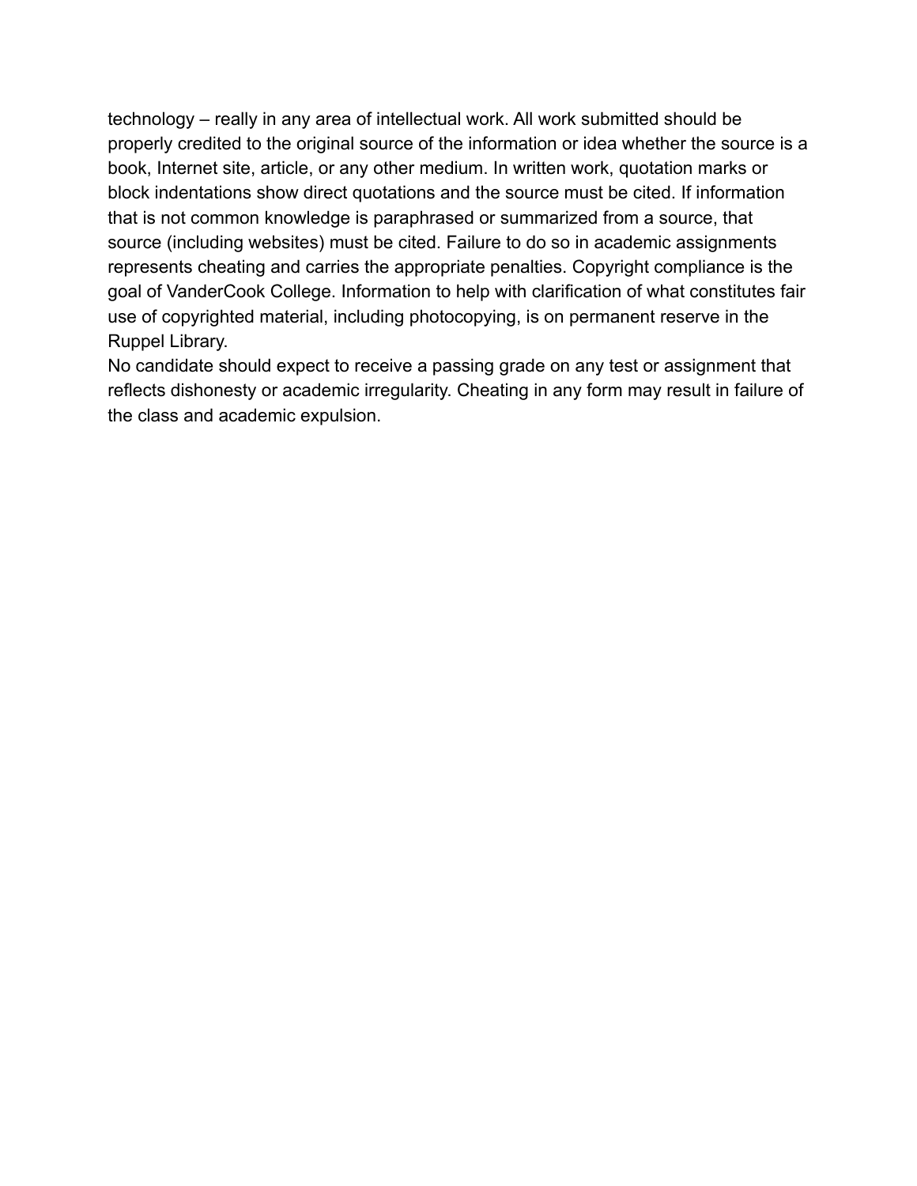technology – really in any area of intellectual work. All work submitted should be properly credited to the original source of the information or idea whether the source is a book, Internet site, article, or any other medium. In written work, quotation marks or block indentations show direct quotations and the source must be cited. If information that is not common knowledge is paraphrased or summarized from a source, that source (including websites) must be cited. Failure to do so in academic assignments represents cheating and carries the appropriate penalties. Copyright compliance is the goal of VanderCook College. Information to help with clarification of what constitutes fair use of copyrighted material, including photocopying, is on permanent reserve in the Ruppel Library.

No candidate should expect to receive a passing grade on any test or assignment that reflects dishonesty or academic irregularity. Cheating in any form may result in failure of the class and academic expulsion.